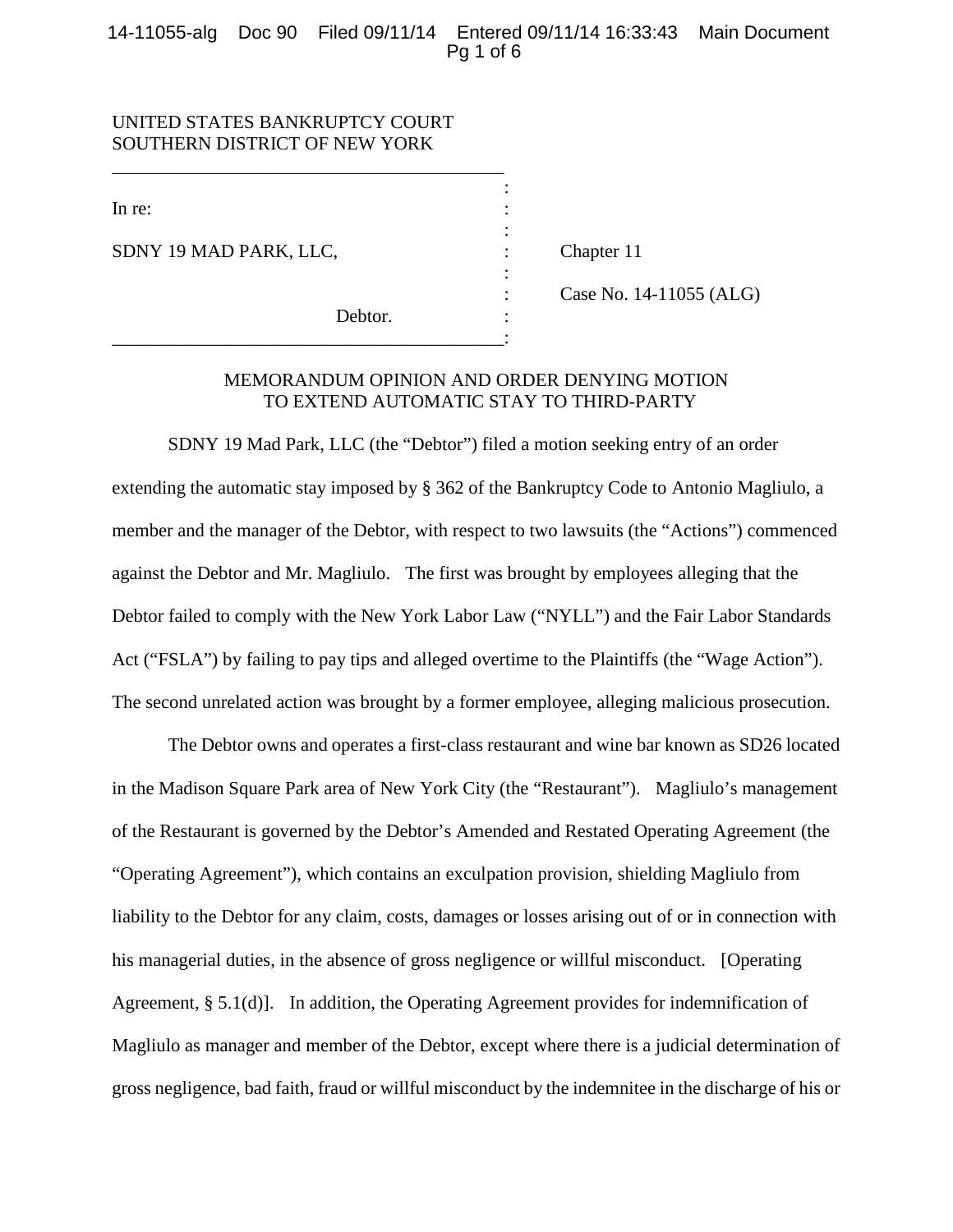UNITED STATES BANKRUPTCY COURT
SOUTHERN DISTRICT OF NEW YORK

| | | |
|---|---|---|
| In re: | : | |
| SDNY 19 MAD PARK, LLC, | : | Chapter 11 |
| | : | Case No. 14-11055 (ALG) |
| Debtor. | : | |

## MEMORANDUM OPINION AND ORDER DENYING MOTION TO EXTEND AUTOMATIC STAY TO THIRD-PARTY

SDNY 19 Mad Park, LLC (the "Debtor") filed a motion seeking entry of an order extending the automatic stay imposed by § 362 of the Bankruptcy Code to Antonio Magliulo, a member and the manager of the Debtor, with respect to two lawsuits (the "Actions") commenced against the Debtor and Mr. Magliulo. The first was brought by employees alleging that the Debtor failed to comply with the New York Labor Law ("NYLL") and the Fair Labor Standards Act ("FSLA") by failing to pay tips and alleged overtime to the Plaintiffs (the "Wage Action"). The second unrelated action was brought by a former employee, alleging malicious prosecution.

The Debtor owns and operates a first-class restaurant and wine bar known as SD26 located in the Madison Square Park area of New York City (the "Restaurant"). Magliulo's management of the Restaurant is governed by the Debtor's Amended and Restated Operating Agreement (the "Operating Agreement"), which contains an exculpation provision, shielding Magliulo from liability to the Debtor for any claim, costs, damages or losses arising out of or in connection with his managerial duties, in the absence of gross negligence or willful misconduct. [Operating Agreement, § 5.1(d)]. In addition, the Operating Agreement provides for indemnification of Magliulo as manager and member of the Debtor, except where there is a judicial determination of gross negligence, bad faith, fraud or willful misconduct by the indemnitee in the discharge of his or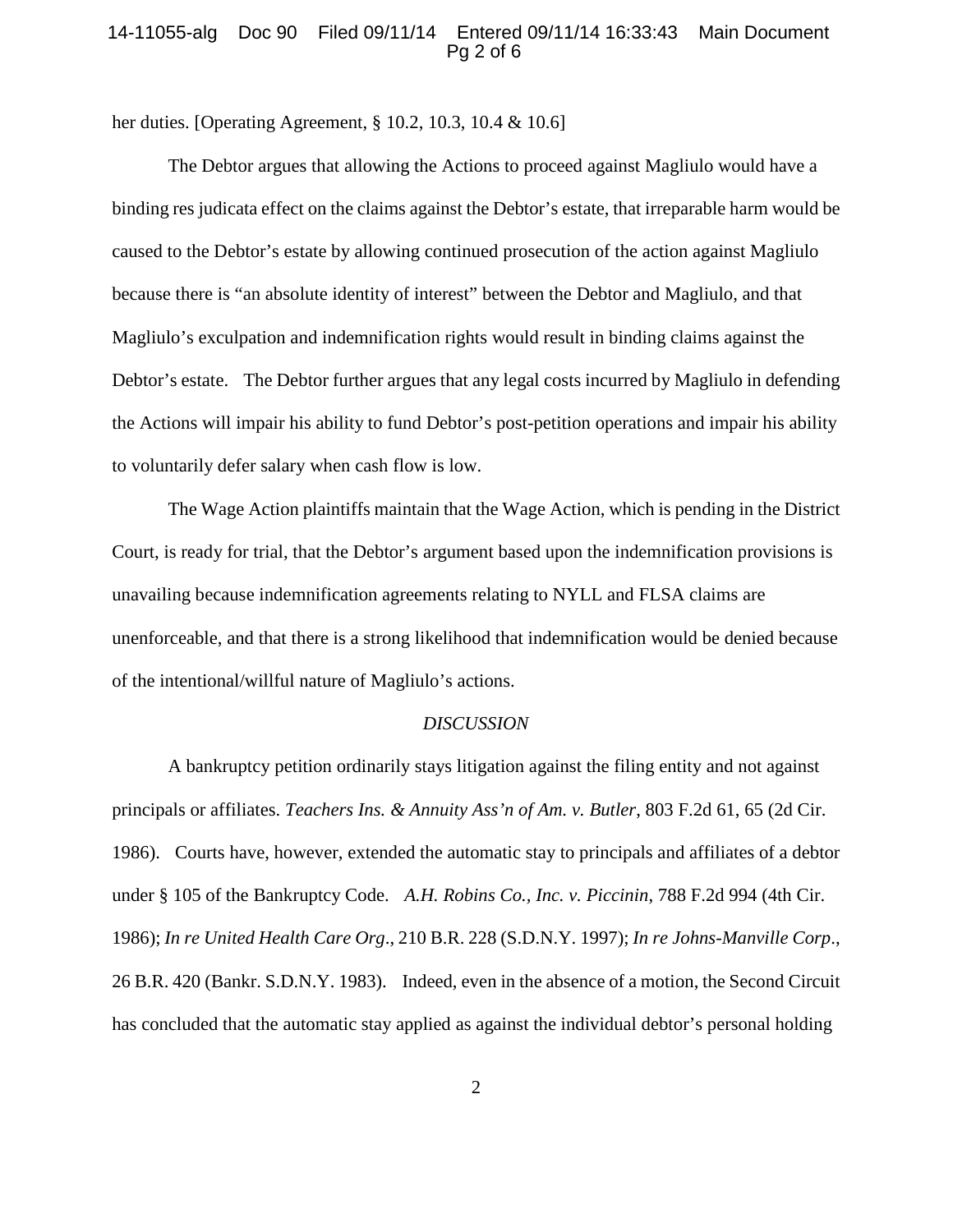her duties. [Operating Agreement, § 10.2, 10.3, 10.4 & 10.6]

The Debtor argues that allowing the Actions to proceed against Magliulo would have a binding res judicata effect on the claims against the Debtor's estate, that irreparable harm would be caused to the Debtor's estate by allowing continued prosecution of the action against Magliulo because there is "an absolute identity of interest" between the Debtor and Magliulo, and that Magliulo's exculpation and indemnification rights would result in binding claims against the Debtor's estate. The Debtor further argues that any legal costs incurred by Magliulo in defending the Actions will impair his ability to fund Debtor's post-petition operations and impair his ability to voluntarily defer salary when cash flow is low.

The Wage Action plaintiffs maintain that the Wage Action, which is pending in the District Court, is ready for trial, that the Debtor's argument based upon the indemnification provisions is unavailing because indemnification agreements relating to NYLL and FLSA claims are unenforceable, and that there is a strong likelihood that indemnification would be denied because of the intentional/willful nature of Magliulo's actions.

*DISCUSSION*

A bankruptcy petition ordinarily stays litigation against the filing entity and not against principals or affiliates. *Teachers Ins. & Annuity Ass'n of Am. v. Butler*, 803 F.2d 61, 65 (2d Cir. 1986). Courts have, however, extended the automatic stay to principals and affiliates of a debtor under § 105 of the Bankruptcy Code. *A.H. Robins Co., Inc. v. Piccinin*, 788 F.2d 994 (4th Cir. 1986); *In re United Health Care Org*., 210 B.R. 228 (S.D.N.Y. 1997); *In re Johns-Manville Corp*., 26 B.R. 420 (Bankr. S.D.N.Y. 1983). Indeed, even in the absence of a motion, the Second Circuit has concluded that the automatic stay applied as against the individual debtor's personal holding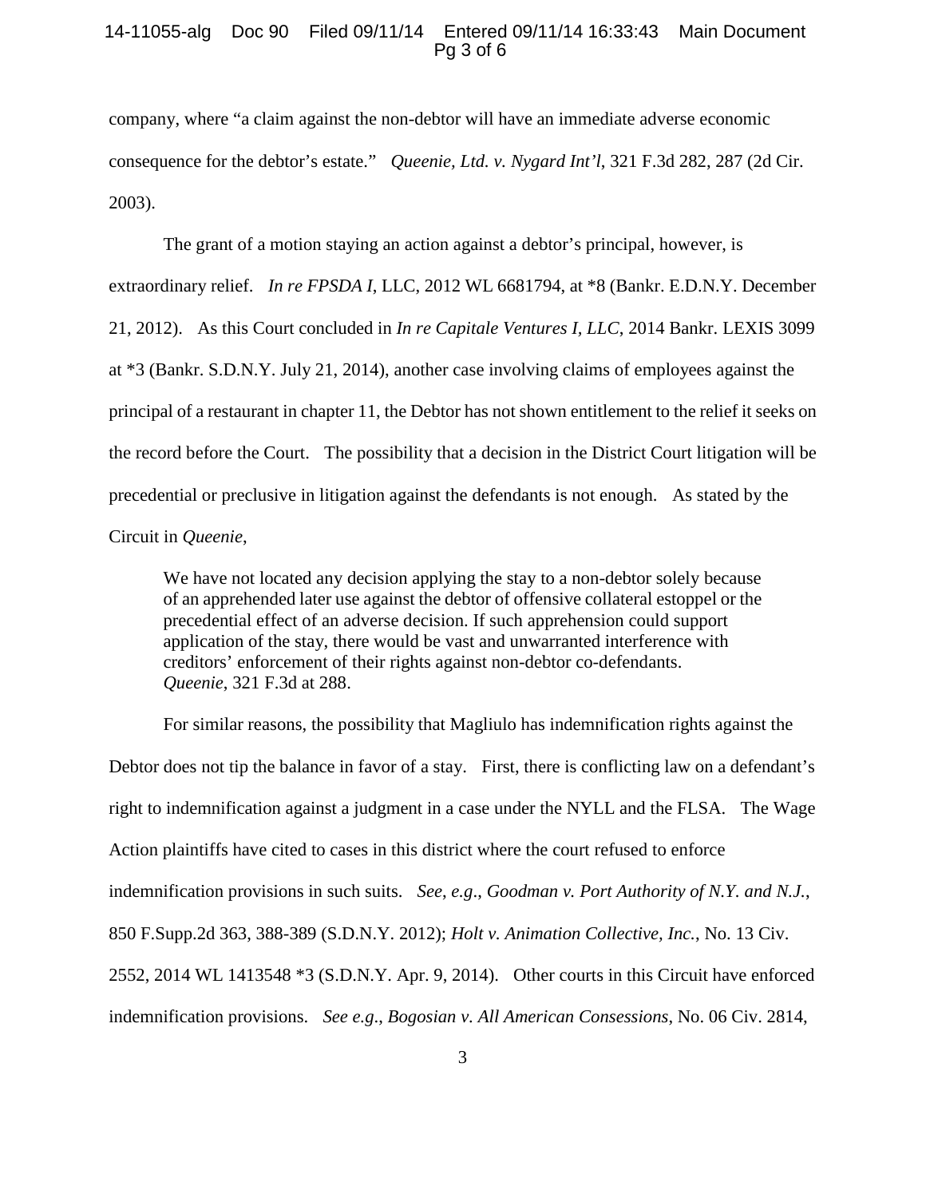company, where "a claim against the non-debtor will have an immediate adverse economic consequence for the debtor's estate." *Queenie, Ltd. v. Nygard Int'l*, 321 F.3d 282, 287 (2d Cir. 2003).

The grant of a motion staying an action against a debtor's principal, however, is extraordinary relief. *In re FPSDA I*, LLC, 2012 WL 6681794, at *8 (Bankr. E.D.N.Y. December 21, 2012). As this Court concluded in *In re Capitale Ventures I, LLC*, 2014 Bankr. LEXIS 3099 at *3 (Bankr. S.D.N.Y. July 21, 2014), another case involving claims of employees against the principal of a restaurant in chapter 11, the Debtor has not shown entitlement to the relief it seeks on the record before the Court. The possibility that a decision in the District Court litigation will be precedential or preclusive in litigation against the defendants is not enough. As stated by the Circuit in *Queenie*,

> We have not located any decision applying the stay to a non-debtor solely because of an apprehended later use against the debtor of offensive collateral estoppel or the precedential effect of an adverse decision. If such apprehension could support application of the stay, there would be vast and unwarranted interference with creditors' enforcement of their rights against non-debtor co-defendants. *Queenie*, 321 F.3d at 288.

For similar reasons, the possibility that Magliulo has indemnification rights against the Debtor does not tip the balance in favor of a stay. First, there is conflicting law on a defendant's right to indemnification against a judgment in a case under the NYLL and the FLSA. The Wage Action plaintiffs have cited to cases in this district where the court refused to enforce indemnification provisions in such suits. *See*, *e.g*., *Goodman v. Port Authority of N.Y. and N.J.*, 850 F.Supp.2d 363, 388-389 (S.D.N.Y. 2012); *Holt v. Animation Collective, Inc.*, No. 13 Civ. 2552, 2014 WL 1413548 *3 (S.D.N.Y. Apr. 9, 2014). Other courts in this Circuit have enforced indemnification provisions. *See e.g*., *Bogosian v. All American Consessions*, No. 06 Civ. 2814,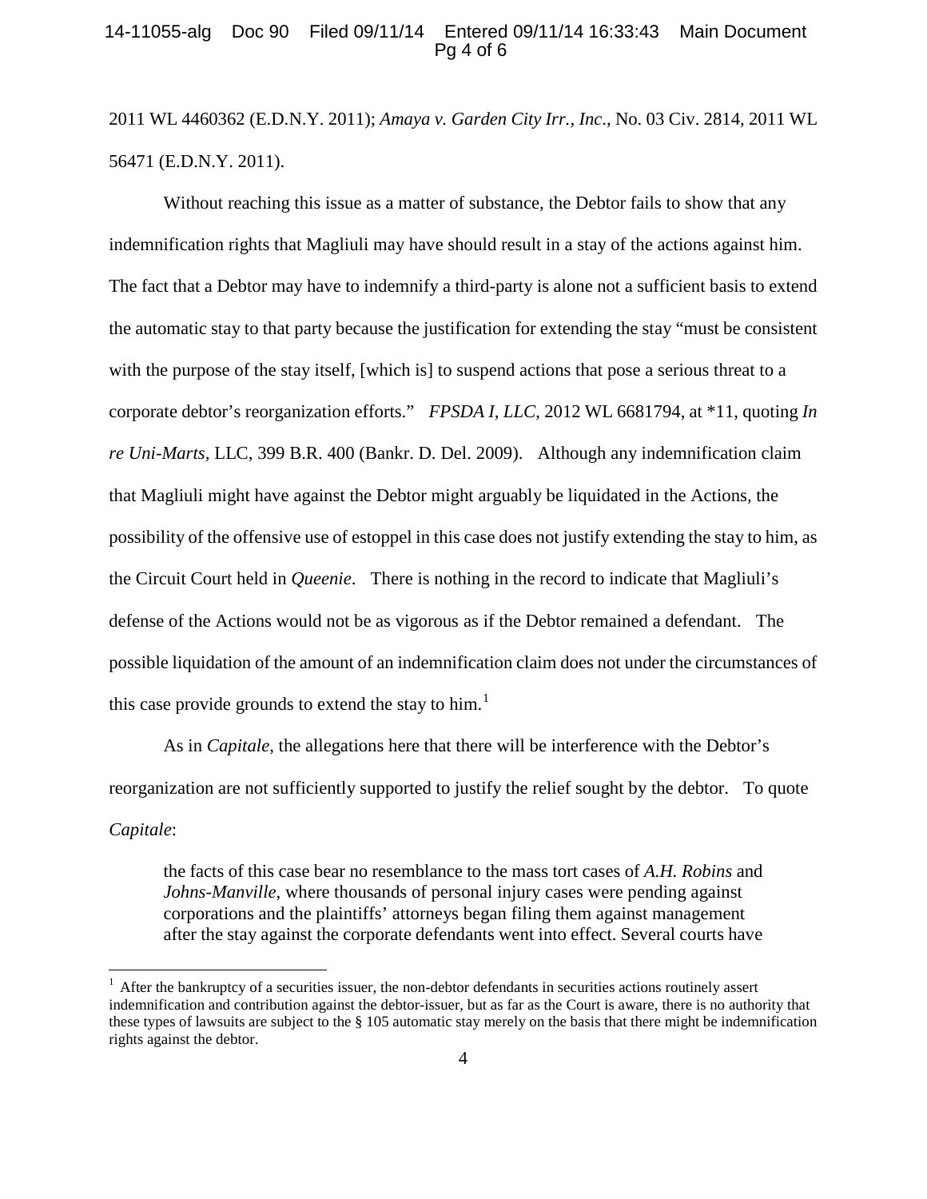2011 WL 4460362 (E.D.N.Y. 2011); *Amaya v. Garden City Irr., Inc*., No. 03 Civ. 2814, 2011 WL 56471 (E.D.N.Y. 2011).

Without reaching this issue as a matter of substance, the Debtor fails to show that any indemnification rights that Magliuli may have should result in a stay of the actions against him. The fact that a Debtor may have to indemnify a third-party is alone not a sufficient basis to extend the automatic stay to that party because the justification for extending the stay "must be consistent with the purpose of the stay itself, [which is] to suspend actions that pose a serious threat to a corporate debtor's reorganization efforts." *FPSDA I, LLC*, 2012 WL 6681794, at *11, quoting *In re Uni-Marts*, LLC, 399 B.R. 400 (Bankr. D. Del. 2009). Although any indemnification claim that Magliuli might have against the Debtor might arguably be liquidated in the Actions, the possibility of the offensive use of estoppel in this case does not justify extending the stay to him, as the Circuit Court held in *Queenie*. There is nothing in the record to indicate that Magliuli's defense of the Actions would not be as vigorous as if the Debtor remained a defendant. The possible liquidation of the amount of an indemnification claim does not under the circumstances of this case provide grounds to extend the stay to him.[1]

As in *Capitale*, the allegations here that there will be interference with the Debtor's reorganization are not sufficiently supported to justify the relief sought by the debtor. To quote *Capitale*:

> the facts of this case bear no resemblance to the mass tort cases of *A.H. Robins* and *Johns-Manville*, where thousands of personal injury cases were pending against corporations and the plaintiffs' attorneys began filing them against management after the stay against the corporate defendants went into effect. Several courts have

[1] After the bankruptcy of a securities issuer, the non-debtor defendants in securities actions routinely assert indemnification and contribution against the debtor-issuer, but as far as the Court is aware, there is no authority that these types of lawsuits are subject to the § 105 automatic stay merely on the basis that there might be indemnification rights against the debtor.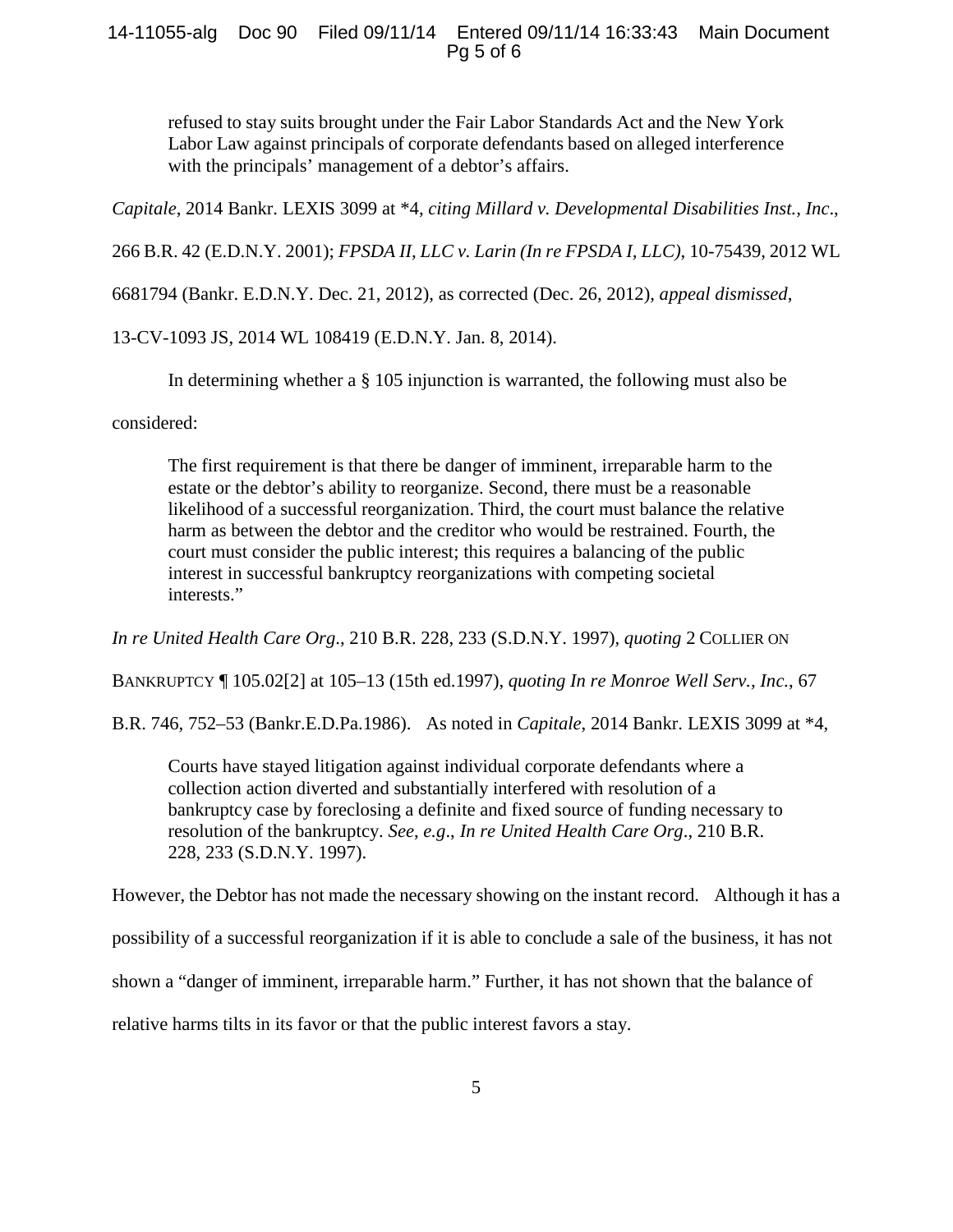> refused to stay suits brought under the Fair Labor Standards Act and the New York Labor Law against principals of corporate defendants based on alleged interference with the principals' management of a debtor's affairs.

*Capitale*, 2014 Bankr. LEXIS 3099 at *4, *citing Millard v. Developmental Disabilities Inst., Inc*., 266 B.R. 42 (E.D.N.Y. 2001); *FPSDA II, LLC v. Larin (In re FPSDA I, LLC)*, 10-75439, 2012 WL 6681794 (Bankr. E.D.N.Y. Dec. 21, 2012), as corrected (Dec. 26, 2012), *appeal dismissed*, 13-CV-1093 JS, 2014 WL 108419 (E.D.N.Y. Jan. 8, 2014).

In determining whether a § 105 injunction is warranted, the following must also be considered:

> The first requirement is that there be danger of imminent, irreparable harm to the estate or the debtor's ability to reorganize. Second, there must be a reasonable likelihood of a successful reorganization. Third, the court must balance the relative harm as between the debtor and the creditor who would be restrained. Fourth, the court must consider the public interest; this requires a balancing of the public interest in successful bankruptcy reorganizations with competing societal interests."

*In re United Health Care Org*., 210 B.R. 228, 233 (S.D.N.Y. 1997), *quoting* 2 COLLIER ON BANKRUPTCY ¶ 105.02[2] at 105–13 (15th ed.1997), *quoting In re Monroe Well Serv., Inc.*, 67 B.R. 746, 752–53 (Bankr.E.D.Pa.1986). As noted in *Capitale*, 2014 Bankr. LEXIS 3099 at *4,

> Courts have stayed litigation against individual corporate defendants where a collection action diverted and substantially interfered with resolution of a bankruptcy case by foreclosing a definite and fixed source of funding necessary to resolution of the bankruptcy. *See*, *e.g*., *In re United Health Care Org*., 210 B.R. 228, 233 (S.D.N.Y. 1997).

However, the Debtor has not made the necessary showing on the instant record. Although it has a possibility of a successful reorganization if it is able to conclude a sale of the business, it has not shown a "danger of imminent, irreparable harm." Further, it has not shown that the balance of relative harms tilts in its favor or that the public interest favors a stay.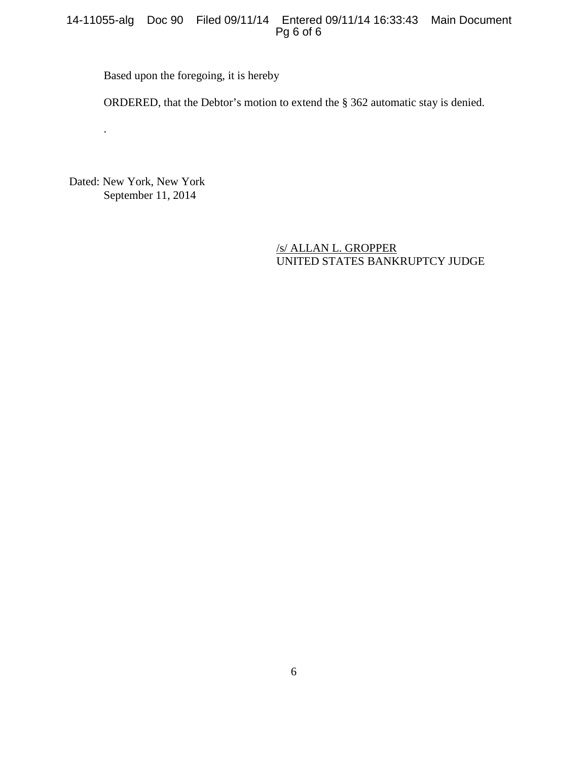Based upon the foregoing, it is hereby

ORDERED, that the Debtor's motion to extend the § 362 automatic stay is denied.

.

Dated: New York, New York
September 11, 2014

/s/ ALLAN L. GROPPER
UNITED STATES BANKRUPTCY JUDGE